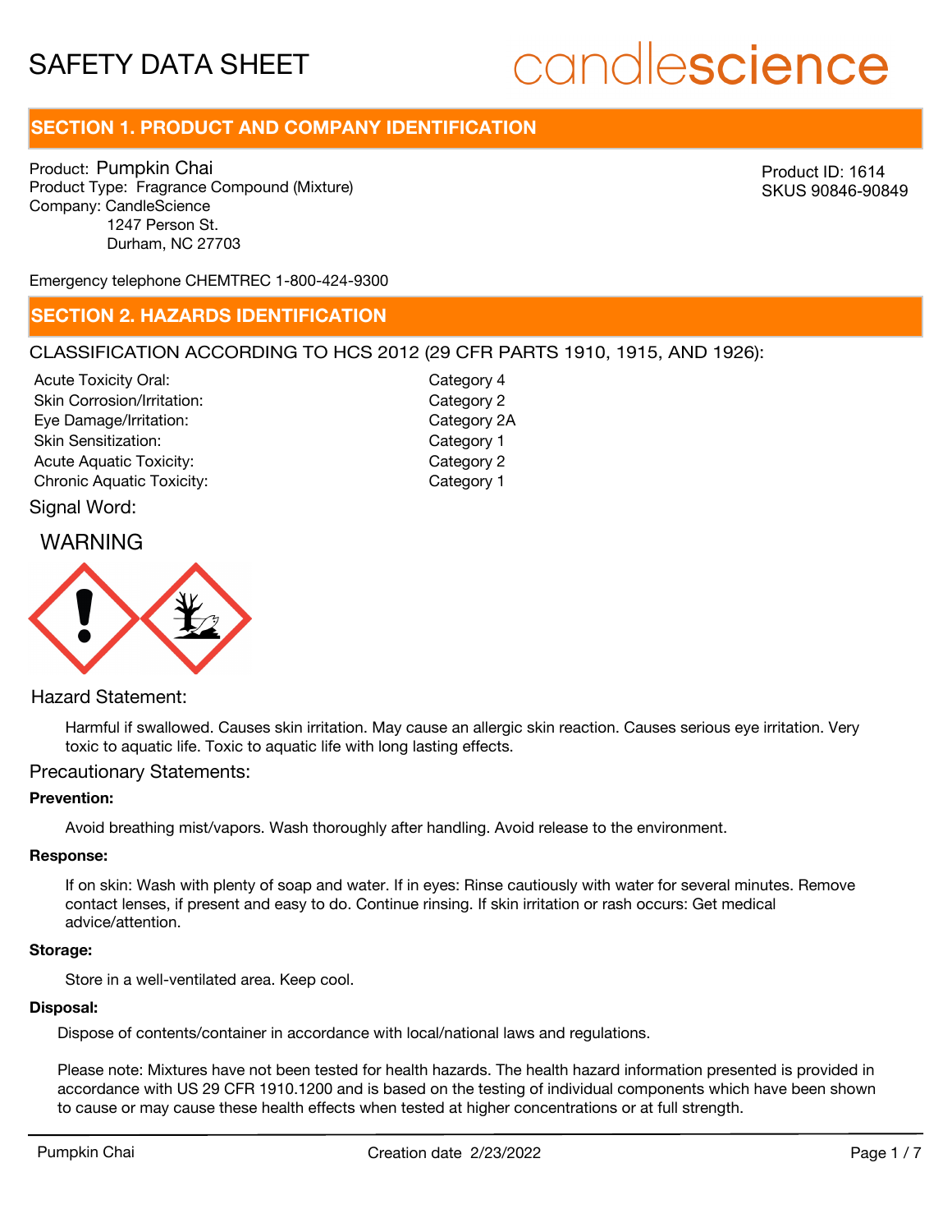# SAFETY DATA SHEET

candlescience

## SECTION 1. PRODUCT AND COMPANY IDENTIFICATION

Product: Pumpkin Chai
Product Type: Fragrance Compound (Mixture)
Company: CandleScience
1247 Person St.
Durham, NC 27703

Product ID: 1614
SKUS 90846-90849

Emergency telephone CHEMTREC 1-800-424-9300

## SECTION 2. HAZARDS IDENTIFICATION

CLASSIFICATION ACCORDING TO HCS 2012 (29 CFR PARTS 1910, 1915, AND 1926):

| | |
|---|---|
| Acute Toxicity Oral: | Category 4 |
| Skin Corrosion/Irritation: | Category 2 |
| Eye Damage/Irritation: | Category 2A |
| Skin Sensitization: | Category 1 |
| Acute Aquatic Toxicity: | Category 2 |
| Chronic Aquatic Toxicity: | Category 1 |

Signal Word:

WARNING

Hazard Statement:

Harmful if swallowed. Causes skin irritation. May cause an allergic skin reaction. Causes serious eye irritation. Very toxic to aquatic life. Toxic to aquatic life with long lasting effects.

Precautionary Statements:

**Prevention:**

Avoid breathing mist/vapors. Wash thoroughly after handling. Avoid release to the environment.

**Response:**

If on skin: Wash with plenty of soap and water. If in eyes: Rinse cautiously with water for several minutes. Remove contact lenses, if present and easy to do. Continue rinsing. If skin irritation or rash occurs: Get medical advice/attention.

**Storage:**

Store in a well-ventilated area. Keep cool.

**Disposal:**

Dispose of contents/container in accordance with local/national laws and regulations.

Please note: Mixtures have not been tested for health hazards. The health hazard information presented is provided in accordance with US 29 CFR 1910.1200 and is based on the testing of individual components which have been shown to cause or may cause these health effects when tested at higher concentrations or at full strength.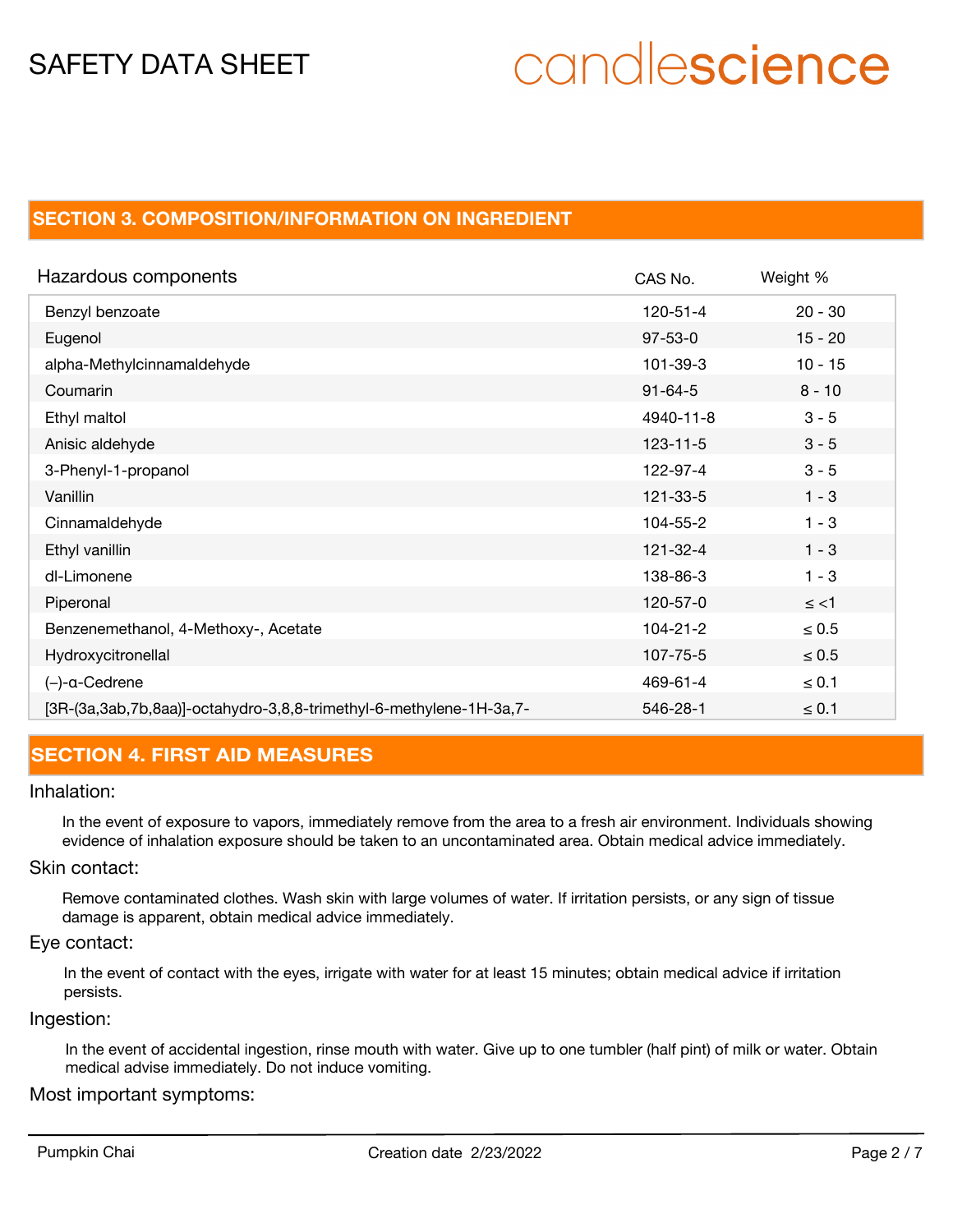## SECTION 3. COMPOSITION/INFORMATION ON INGREDIENT

| Hazardous components | CAS No. | Weight % |
|---|---|---|
| Benzyl benzoate | 120-51-4 | 20 - 30 |
| Eugenol | 97-53-0 | 15 - 20 |
| alpha-Methylcinnamaldehyde | 101-39-3 | 10 - 15 |
| Coumarin | 91-64-5 | 8 - 10 |
| Ethyl maltol | 4940-11-8 | 3 - 5 |
| Anisic aldehyde | 123-11-5 | 3 - 5 |
| 3-Phenyl-1-propanol | 122-97-4 | 3 - 5 |
| Vanillin | 121-33-5 | 1 - 3 |
| Cinnamaldehyde | 104-55-2 | 1 - 3 |
| Ethyl vanillin | 121-32-4 | 1 - 3 |
| dl-Limonene | 138-86-3 | 1 - 3 |
| Piperonal | 120-57-0 | ≤ <1 |
| Benzenemethanol, 4-Methoxy-, Acetate | 104-21-2 | ≤ 0.5 |
| Hydroxycitronellal | 107-75-5 | ≤ 0.5 |
| (–)-α-Cedrene | 469-61-4 | ≤ 0.1 |
| [3R-(3a,3ab,7b,8aa)]-octahydro-3,8,8-trimethyl-6-methylene-1H-3a,7- | 546-28-1 | ≤ 0.1 |

## SECTION 4. FIRST AID MEASURES

Inhalation:

In the event of exposure to vapors, immediately remove from the area to a fresh air environment. Individuals showing evidence of inhalation exposure should be taken to an uncontaminated area. Obtain medical advice immediately.

Skin contact:

Remove contaminated clothes. Wash skin with large volumes of water. If irritation persists, or any sign of tissue damage is apparent, obtain medical advice immediately.

Eye contact:

In the event of contact with the eyes, irrigate with water for at least 15 minutes; obtain medical advice if irritation persists.

Ingestion:

In the event of accidental ingestion, rinse mouth with water. Give up to one tumbler (half pint) of milk or water. Obtain medical advise immediately. Do not induce vomiting.

Most important symptoms: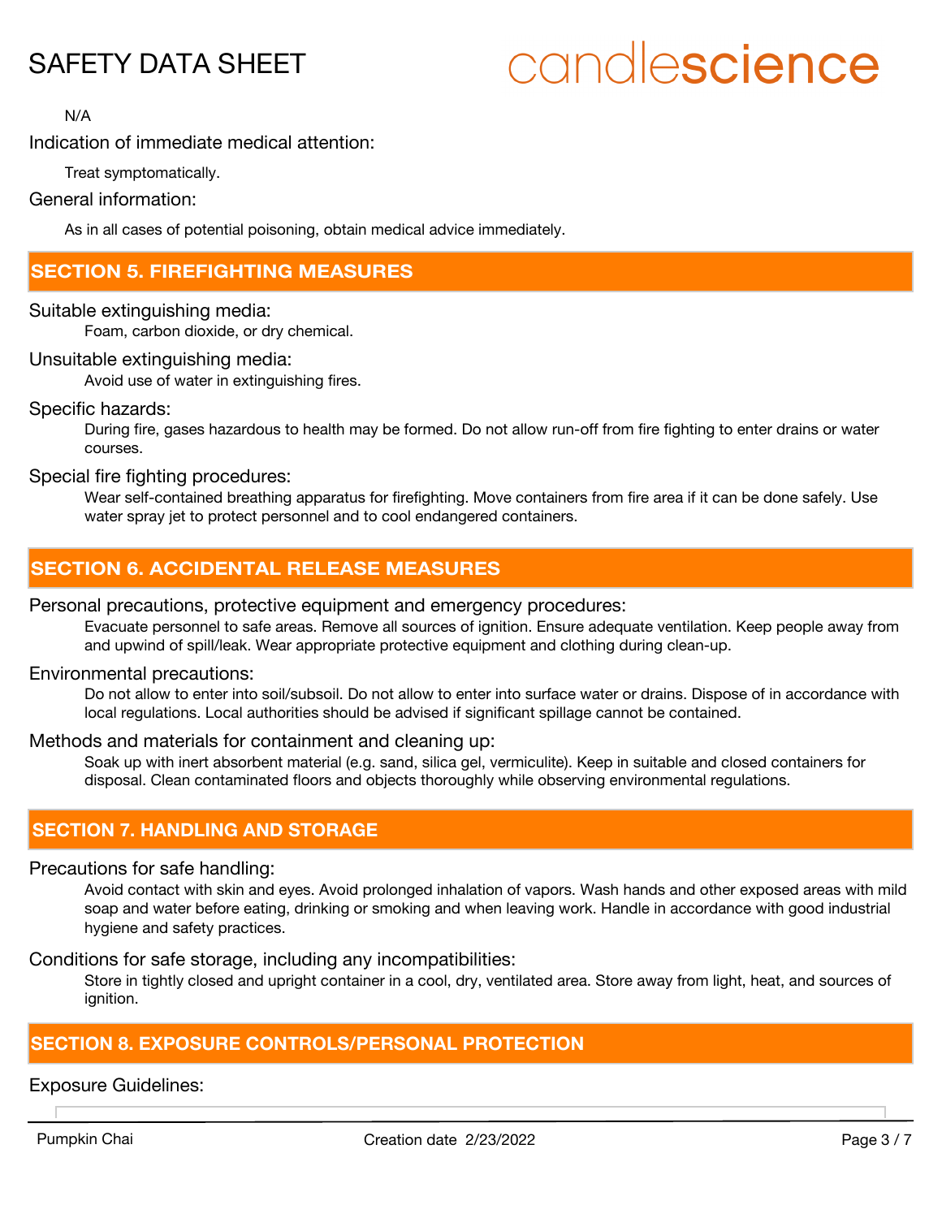N/A

Indication of immediate medical attention:

Treat symptomatically.

General information:

As in all cases of potential poisoning, obtain medical advice immediately.

## SECTION 5. FIREFIGHTING MEASURES

Suitable extinguishing media:

Foam, carbon dioxide, or dry chemical.

Unsuitable extinguishing media:

Avoid use of water in extinguishing fires.

Specific hazards:

During fire, gases hazardous to health may be formed. Do not allow run-off from fire fighting to enter drains or water courses.

Special fire fighting procedures:

Wear self-contained breathing apparatus for firefighting. Move containers from fire area if it can be done safely. Use water spray jet to protect personnel and to cool endangered containers.

## SECTION 6. ACCIDENTAL RELEASE MEASURES

Personal precautions, protective equipment and emergency procedures:

Evacuate personnel to safe areas. Remove all sources of ignition. Ensure adequate ventilation. Keep people away from and upwind of spill/leak. Wear appropriate protective equipment and clothing during clean-up.

Environmental precautions:

Do not allow to enter into soil/subsoil. Do not allow to enter into surface water or drains. Dispose of in accordance with local regulations. Local authorities should be advised if significant spillage cannot be contained.

Methods and materials for containment and cleaning up:

Soak up with inert absorbent material (e.g. sand, silica gel, vermiculite). Keep in suitable and closed containers for disposal. Clean contaminated floors and objects thoroughly while observing environmental regulations.

## SECTION 7. HANDLING AND STORAGE

Precautions for safe handling:

Avoid contact with skin and eyes. Avoid prolonged inhalation of vapors. Wash hands and other exposed areas with mild soap and water before eating, drinking or smoking and when leaving work. Handle in accordance with good industrial hygiene and safety practices.

Conditions for safe storage, including any incompatibilities:

Store in tightly closed and upright container in a cool, dry, ventilated area. Store away from light, heat, and sources of ignition.

## SECTION 8. EXPOSURE CONTROLS/PERSONAL PROTECTION

Exposure Guidelines: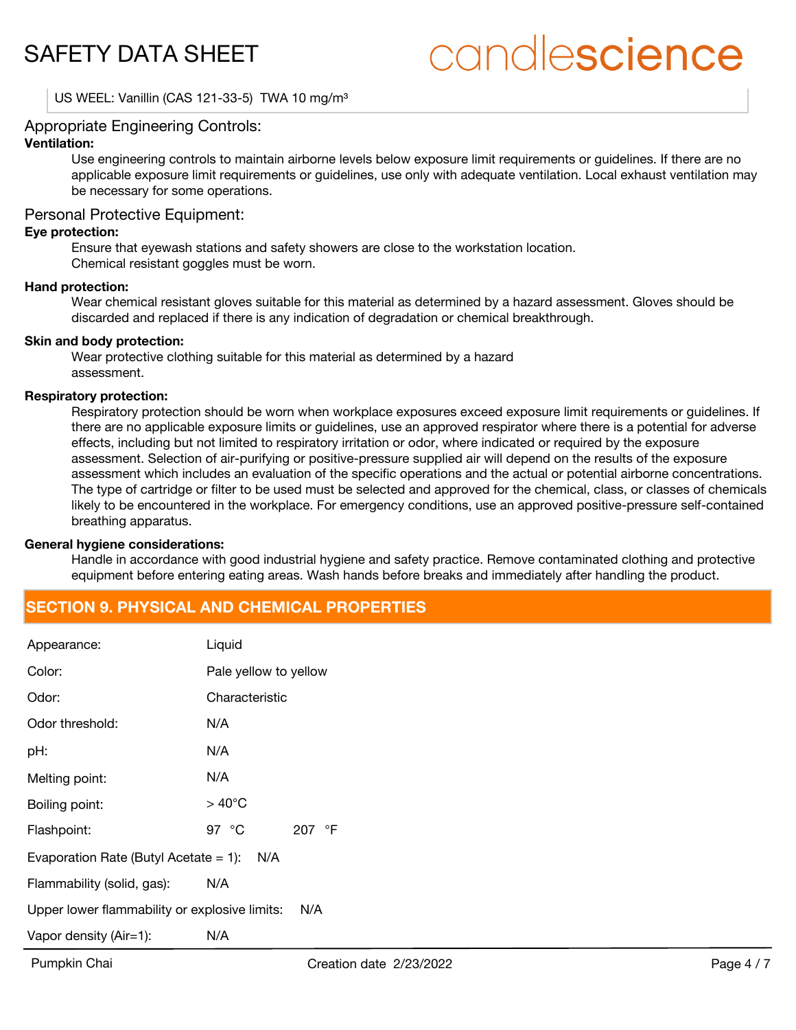US WEEL: Vanillin (CAS 121-33-5) TWA 10 mg/m³

## Appropriate Engineering Controls:

**Ventilation:**

Use engineering controls to maintain airborne levels below exposure limit requirements or guidelines. If there are no applicable exposure limit requirements or guidelines, use only with adequate ventilation. Local exhaust ventilation may be necessary for some operations.

## Personal Protective Equipment:

**Eye protection:**

Ensure that eyewash stations and safety showers are close to the workstation location.
Chemical resistant goggles must be worn.

**Hand protection:**

Wear chemical resistant gloves suitable for this material as determined by a hazard assessment. Gloves should be discarded and replaced if there is any indication of degradation or chemical breakthrough.

**Skin and body protection:**

Wear protective clothing suitable for this material as determined by a hazard assessment.

**Respiratory protection:**

Respiratory protection should be worn when workplace exposures exceed exposure limit requirements or guidelines. If there are no applicable exposure limits or guidelines, use an approved respirator where there is a potential for adverse effects, including but not limited to respiratory irritation or odor, where indicated or required by the exposure assessment. Selection of air-purifying or positive-pressure supplied air will depend on the results of the exposure assessment which includes an evaluation of the specific operations and the actual or potential airborne concentrations. The type of cartridge or filter to be used must be selected and approved for the chemical, class, or classes of chemicals likely to be encountered in the workplace. For emergency conditions, use an approved positive-pressure self-contained breathing apparatus.

**General hygiene considerations:**

Handle in accordance with good industrial hygiene and safety practice. Remove contaminated clothing and protective equipment before entering eating areas. Wash hands before breaks and immediately after handling the product.

## SECTION 9. PHYSICAL AND CHEMICAL PROPERTIES

| Property | Value |
|---|---|
| Appearance: | Liquid |
| Color: | Pale yellow to yellow |
| Odor: | Characteristic |
| Odor threshold: | N/A |
| pH: | N/A |
| Melting point: | N/A |
| Boiling point: | > 40°C |
| Flashpoint: | 97 °C    207 °F |
| Evaporation Rate (Butyl Acetate = 1): | N/A |
| Flammability (solid, gas): | N/A |
| Upper lower flammability or explosive limits: | N/A |
| Vapor density (Air=1): | N/A |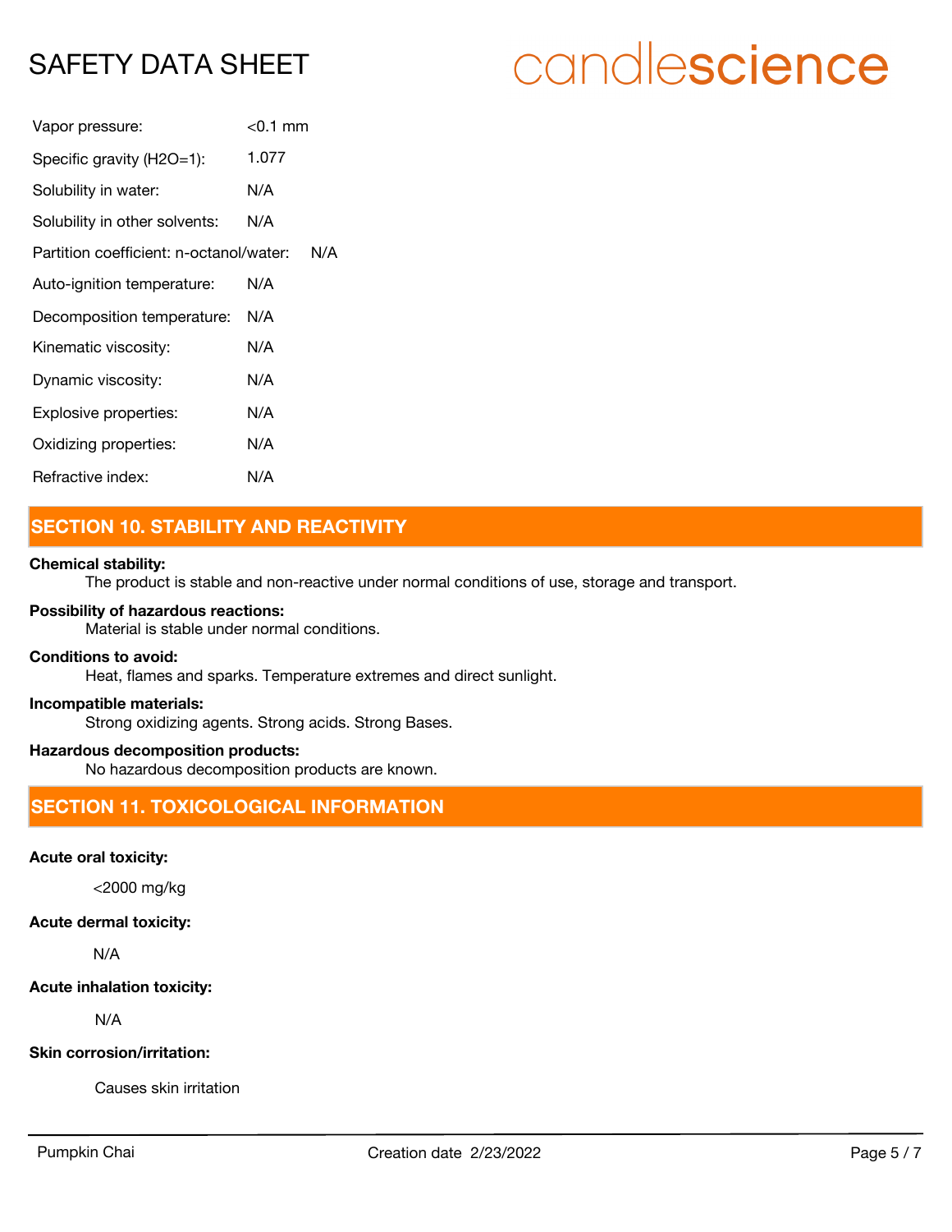| | |
|---|---|
| Vapor pressure: | <0.1 mm |
| Specific gravity (H2O=1): | 1.077 |
| Solubility in water: | N/A |
| Solubility in other solvents: | N/A |
| Partition coefficient: n-octanol/water: | N/A |
| Auto-ignition temperature: | N/A |
| Decomposition temperature: | N/A |
| Kinematic viscosity: | N/A |
| Dynamic viscosity: | N/A |
| Explosive properties: | N/A |
| Oxidizing properties: | N/A |
| Refractive index: | N/A |

## SECTION 10. STABILITY AND REACTIVITY

**Chemical stability:**

The product is stable and non-reactive under normal conditions of use, storage and transport.

**Possibility of hazardous reactions:**

Material is stable under normal conditions.

**Conditions to avoid:**

Heat, flames and sparks. Temperature extremes and direct sunlight.

**Incompatible materials:**

Strong oxidizing agents. Strong acids. Strong Bases.

**Hazardous decomposition products:**

No hazardous decomposition products are known.

## SECTION 11. TOXICOLOGICAL INFORMATION

**Acute oral toxicity:**

<2000 mg/kg

**Acute dermal toxicity:**

N/A

**Acute inhalation toxicity:**

N/A

**Skin corrosion/irritation:**

Causes skin irritation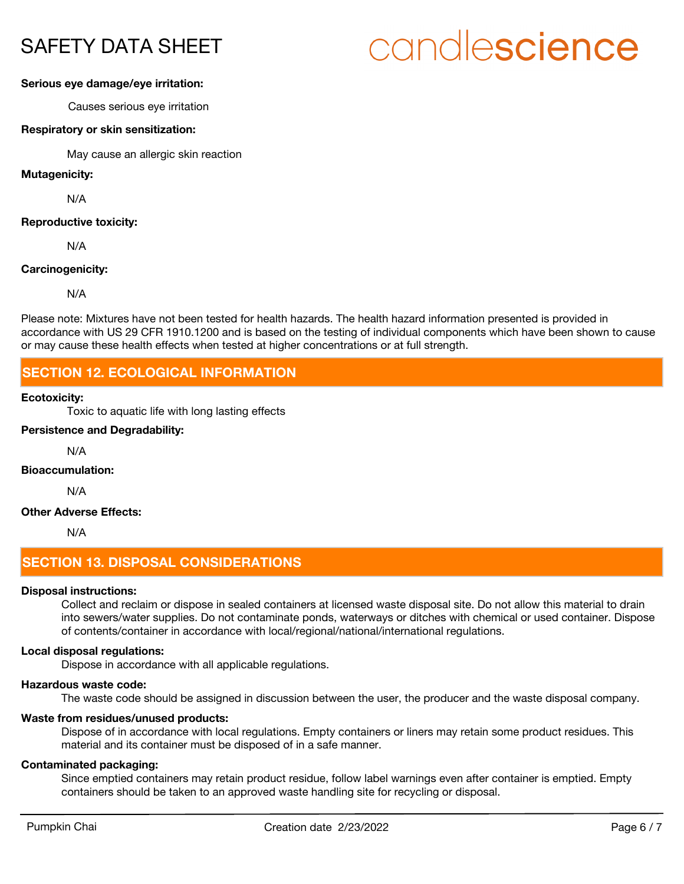**Serious eye damage/eye irritation:**

Causes serious eye irritation

**Respiratory or skin sensitization:**

May cause an allergic skin reaction

**Mutagenicity:**

N/A

**Reproductive toxicity:**

N/A

**Carcinogenicity:**

N/A

Please note: Mixtures have not been tested for health hazards. The health hazard information presented is provided in accordance with US 29 CFR 1910.1200 and is based on the testing of individual components which have been shown to cause or may cause these health effects when tested at higher concentrations or at full strength.

## SECTION 12. ECOLOGICAL INFORMATION

**Ecotoxicity:**

Toxic to aquatic life with long lasting effects

**Persistence and Degradability:**

N/A

**Bioaccumulation:**

N/A

**Other Adverse Effects:**

N/A

## SECTION 13. DISPOSAL CONSIDERATIONS

**Disposal instructions:**

Collect and reclaim or dispose in sealed containers at licensed waste disposal site. Do not allow this material to drain into sewers/water supplies. Do not contaminate ponds, waterways or ditches with chemical or used container. Dispose of contents/container in accordance with local/regional/national/international regulations.

**Local disposal regulations:**

Dispose in accordance with all applicable regulations.

**Hazardous waste code:**

The waste code should be assigned in discussion between the user, the producer and the waste disposal company.

**Waste from residues/unused products:**

Dispose of in accordance with local regulations. Empty containers or liners may retain some product residues. This material and its container must be disposed of in a safe manner.

**Contaminated packaging:**

Since emptied containers may retain product residue, follow label warnings even after container is emptied. Empty containers should be taken to an approved waste handling site for recycling or disposal.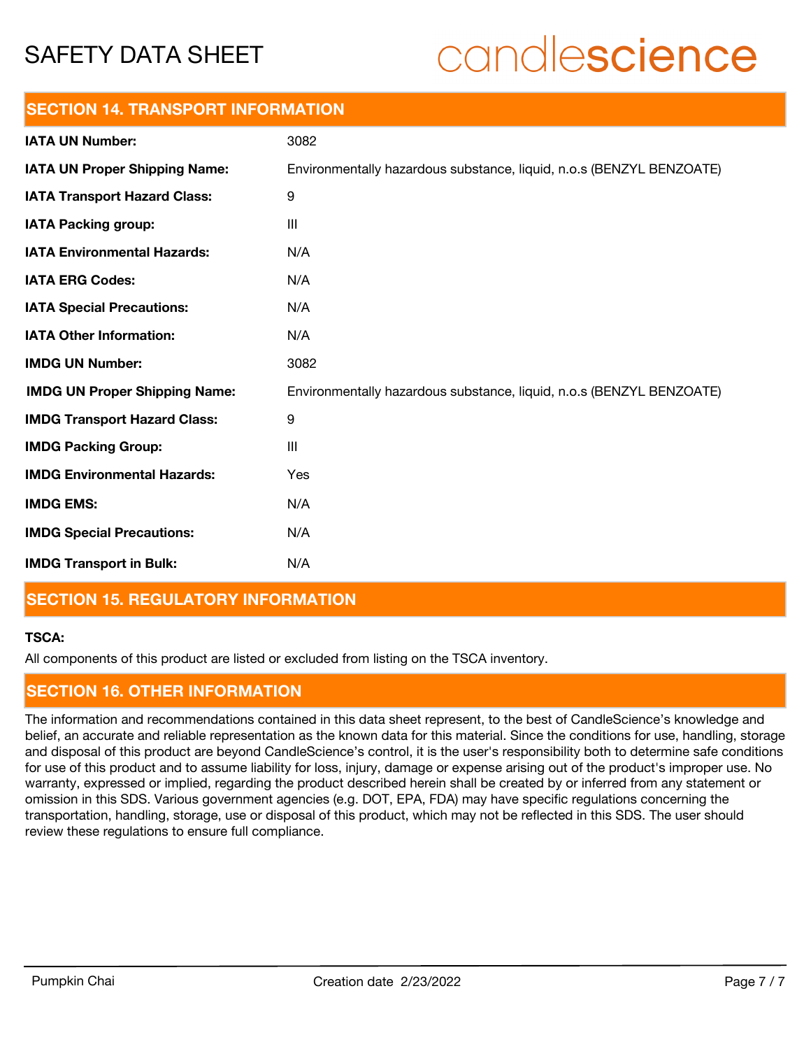# SAFETY DATA SHEET

## SECTION 14. TRANSPORT INFORMATION

| | |
|---|---|
| **IATA UN Number:** | 3082 |
| **IATA UN Proper Shipping Name:** | Environmentally hazardous substance, liquid, n.o.s (BENZYL BENZOATE) |
| **IATA Transport Hazard Class:** | 9 |
| **IATA Packing group:** | III |
| **IATA Environmental Hazards:** | N/A |
| **IATA ERG Codes:** | N/A |
| **IATA Special Precautions:** | N/A |
| **IATA Other Information:** | N/A |
| **IMDG UN Number:** | 3082 |
| **IMDG UN Proper Shipping Name:** | Environmentally hazardous substance, liquid, n.o.s (BENZYL BENZOATE) |
| **IMDG Transport Hazard Class:** | 9 |
| **IMDG Packing Group:** | III |
| **IMDG Environmental Hazards:** | Yes |
| **IMDG EMS:** | N/A |
| **IMDG Special Precautions:** | N/A |
| **IMDG Transport in Bulk:** | N/A |

## SECTION 15. REGULATORY INFORMATION

**TSCA:**

All components of this product are listed or excluded from listing on the TSCA inventory.

## SECTION 16. OTHER INFORMATION

The information and recommendations contained in this data sheet represent, to the best of CandleScience's knowledge and belief, an accurate and reliable representation as the known data for this material. Since the conditions for use, handling, storage and disposal of this product are beyond CandleScience's control, it is the user's responsibility both to determine safe conditions for use of this product and to assume liability for loss, injury, damage or expense arising out of the product's improper use. No warranty, expressed or implied, regarding the product described herein shall be created by or inferred from any statement or omission in this SDS. Various government agencies (e.g. DOT, EPA, FDA) may have specific regulations concerning the transportation, handling, storage, use or disposal of this product, which may not be reflected in this SDS. The user should review these regulations to ensure full compliance.